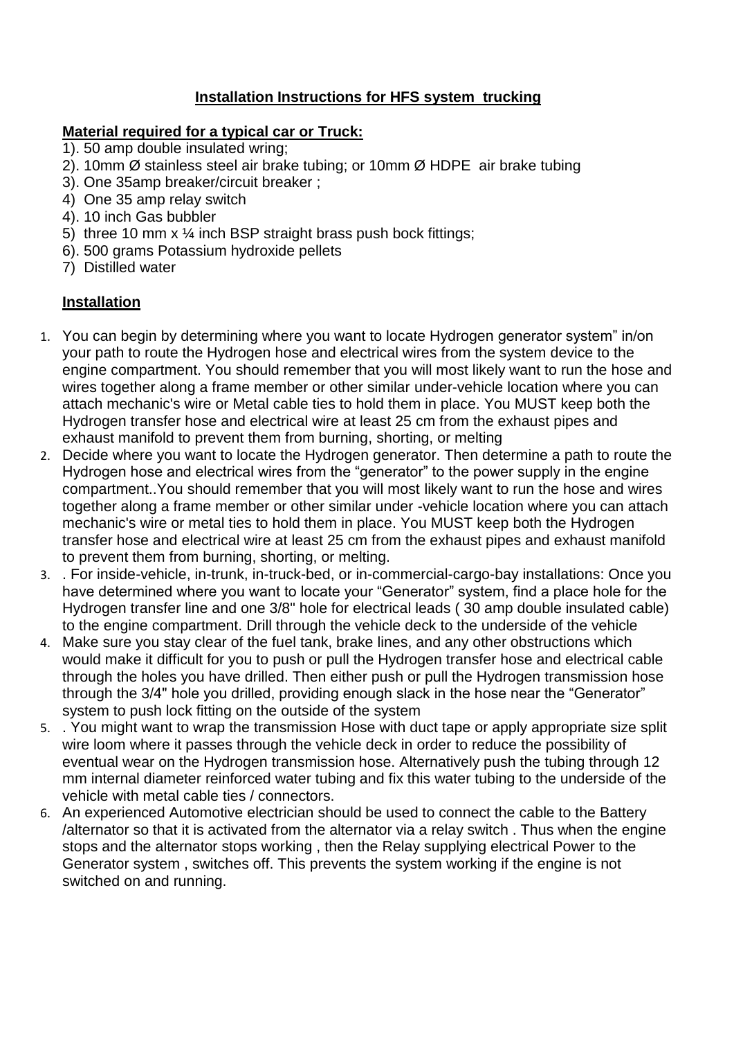**Installation Instructions for HFS system trucking**

**Material required for a typical car or Truck:**

1). 50 amp double insulated wring;
2). 10mm Ø stainless steel air brake tubing; or 10mm Ø HDPE air brake tubing
3). One 35amp breaker/circuit breaker ;
4) One 35 amp relay switch
4). 10 inch Gas bubbler
5) three 10 mm x ¼ inch BSP straight brass push bock fittings;
6). 500 grams Potassium hydroxide pellets
7) Distilled water

**Installation**

1. You can begin by determining where you want to locate Hydrogen generator system" in/on your path to route the Hydrogen hose and electrical wires from the system device to the engine compartment. You should remember that you will most likely want to run the hose and wires together along a frame member or other similar under-vehicle location where you can attach mechanic's wire or Metal cable ties to hold them in place. You MUST keep both the Hydrogen transfer hose and electrical wire at least 25 cm from the exhaust pipes and exhaust manifold to prevent them from burning, shorting, or melting
2. Decide where you want to locate the Hydrogen generator. Then determine a path to route the Hydrogen hose and electrical wires from the "generator" to the power supply in the engine compartment..You should remember that you will most likely want to run the hose and wires together along a frame member or other similar under -vehicle location where you can attach mechanic's wire or metal ties to hold them in place. You MUST keep both the Hydrogen transfer hose and electrical wire at least 25 cm from the exhaust pipes and exhaust manifold to prevent them from burning, shorting, or melting.
3. . For inside-vehicle, in-trunk, in-truck-bed, or in-commercial-cargo-bay installations: Once you have determined where you want to locate your "Generator" system, find a place hole for the Hydrogen transfer line and one 3/8" hole for electrical leads ( 30 amp double insulated cable) to the engine compartment. Drill through the vehicle deck to the underside of the vehicle
4. Make sure you stay clear of the fuel tank, brake lines, and any other obstructions which would make it difficult for you to push or pull the Hydrogen transfer hose and electrical cable through the holes you have drilled. Then either push or pull the Hydrogen transmission hose through the 3/4" hole you drilled, providing enough slack in the hose near the "Generator" system to push lock fitting on the outside of the system
5. . You might want to wrap the transmission Hose with duct tape or apply appropriate size split wire loom where it passes through the vehicle deck in order to reduce the possibility of eventual wear on the Hydrogen transmission hose. Alternatively push the tubing through 12 mm internal diameter reinforced water tubing and fix this water tubing to the underside of the vehicle with metal cable ties / connectors.
6. An experienced Automotive electrician should be used to connect the cable to the Battery /alternator so that it is activated from the alternator via a relay switch . Thus when the engine stops and the alternator stops working , then the Relay supplying electrical Power to the Generator system , switches off. This prevents the system working if the engine is not switched on and running.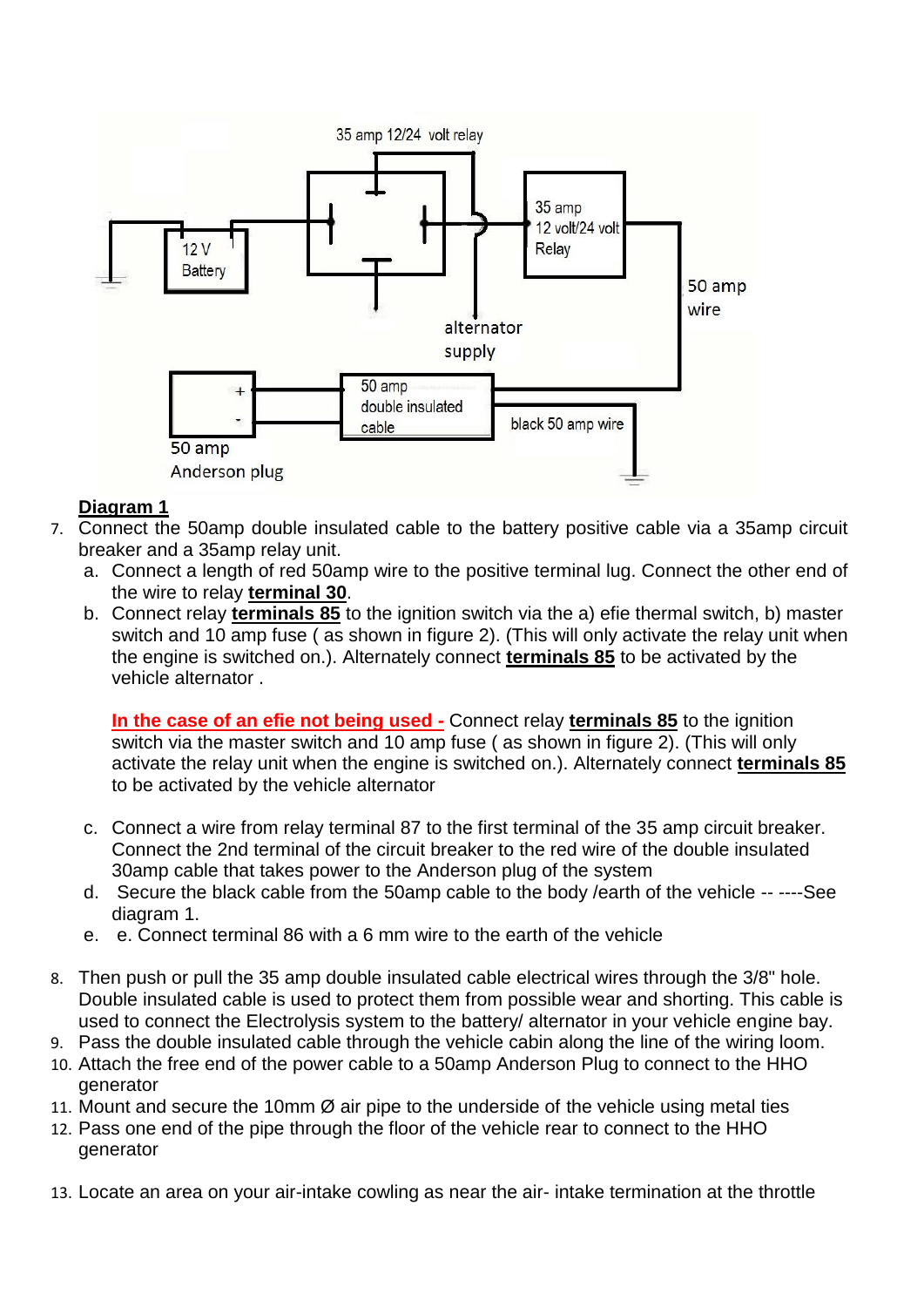**Diagram 1**

7. Connect the 50amp double insulated cable to the battery positive cable via a 35amp circuit breaker and a 35amp relay unit.
   a. Connect a length of red 50amp wire to the positive terminal lug. Connect the other end of the wire to relay **terminal 30**.
   b. Connect relay **terminals 85** to the ignition switch via the a) efie thermal switch, b) master switch and 10 amp fuse ( as shown in figure 2). (This will only activate the relay unit when the engine is switched on.). Alternately connect **terminals 85** to be activated by the vehicle alternator .

      **In the case of an efie not being used -** Connect relay **terminals 85** to the ignition switch via the master switch and 10 amp fuse ( as shown in figure 2). (This will only activate the relay unit when the engine is switched on.). Alternately connect **terminals 85** to be activated by the vehicle alternator

   c. Connect a wire from relay terminal 87 to the first terminal of the 35 amp circuit breaker. Connect the 2nd terminal of the circuit breaker to the red wire of the double insulated 30amp cable that takes power to the Anderson plug of the system
   d. Secure the black cable from the 50amp cable to the body /earth of the vehicle -- ----See diagram 1.
   e. e. Connect terminal 86 with a 6 mm wire to the earth of the vehicle

8. Then push or pull the 35 amp double insulated cable electrical wires through the 3/8" hole. Double insulated cable is used to protect them from possible wear and shorting. This cable is used to connect the Electrolysis system to the battery/ alternator in your vehicle engine bay.
9. Pass the double insulated cable through the vehicle cabin along the line of the wiring loom.
10. Attach the free end of the power cable to a 50amp Anderson Plug to connect to the HHO generator
11. Mount and secure the 10mm Ø air pipe to the underside of the vehicle using metal ties
12. Pass one end of the pipe through the floor of the vehicle rear to connect to the HHO generator
13. Locate an area on your air-intake cowling as near the air- intake termination at the throttle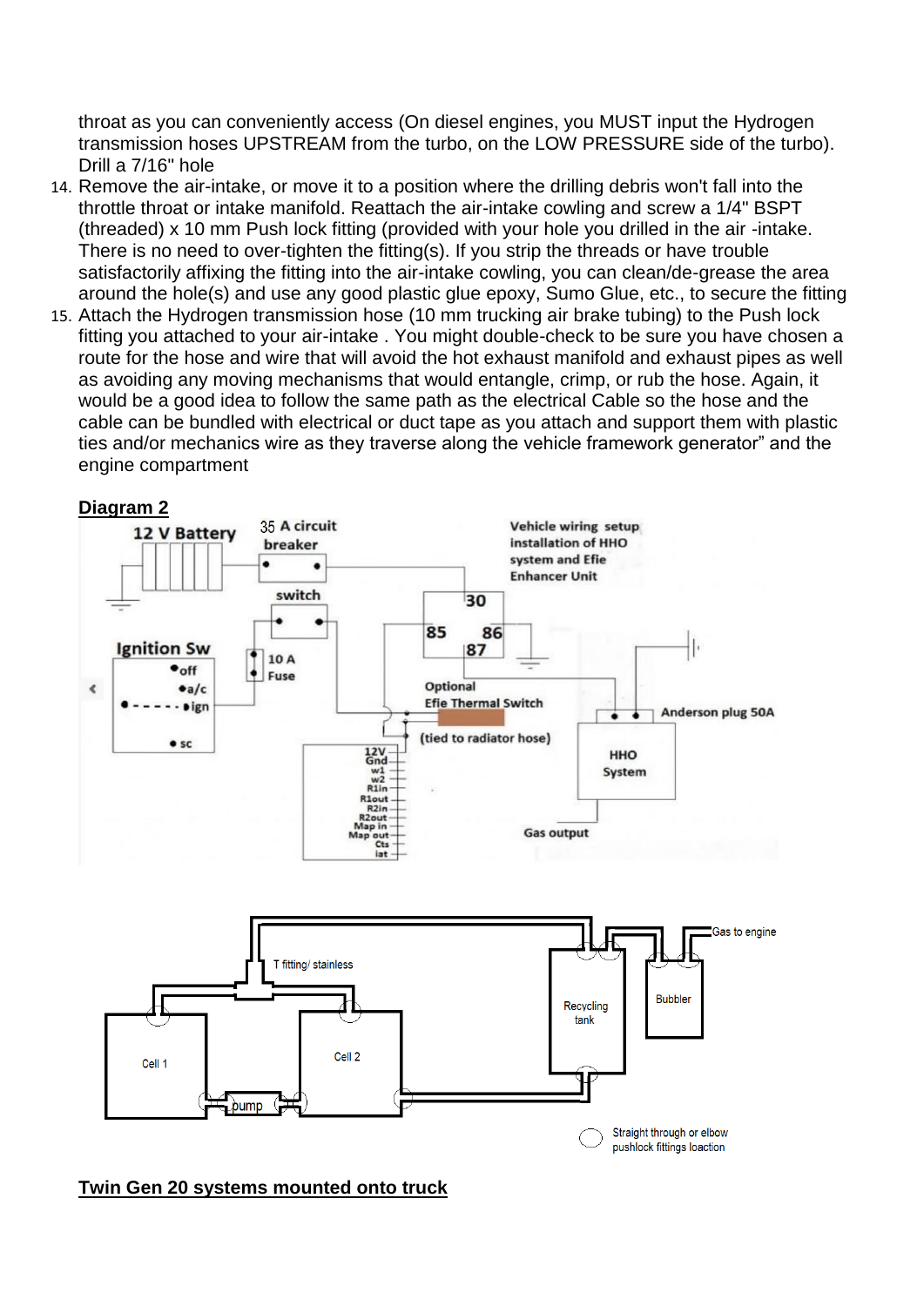throat as you can conveniently access (On diesel engines, you MUST input the Hydrogen transmission hoses UPSTREAM from the turbo, on the LOW PRESSURE side of the turbo). Drill a 7/16" hole

14. Remove the air-intake, or move it to a position where the drilling debris won't fall into the throttle throat or intake manifold. Reattach the air-intake cowling and screw a 1/4" BSPT (threaded) x 10 mm Push lock fitting (provided with your hole you drilled in the air -intake. There is no need to over-tighten the fitting(s). If you strip the threads or have trouble satisfactorily affixing the fitting into the air-intake cowling, you can clean/de-grease the area around the hole(s) and use any good plastic glue epoxy, Sumo Glue, etc., to secure the fitting
15. Attach the Hydrogen transmission hose (10 mm trucking air brake tubing) to the Push lock fitting you attached to your air-intake . You might double-check to be sure you have chosen a route for the hose and wire that will avoid the hot exhaust manifold and exhaust pipes as well as avoiding any moving mechanisms that would entangle, crimp, or rub the hose. Again, it would be a good idea to follow the same path as the electrical Cable so the hose and the cable can be bundled with electrical or duct tape as you attach and support them with plastic ties and/or mechanics wire as they traverse along the vehicle framework generator" and the engine compartment

**Diagram 2**

12 V Battery

35 A circuit breaker

Vehicle wiring setup installation of HHO system and Efie Enhancer Unit

switch

30

85

86

87

Ignition Sw

off

a/c

ign

sc

10 A Fuse

Optional Efie Thermal Switch

(tied to radiator hose)

Anderson plug 50A

HHO System

12V
Gnd
w1
w2
R1in
R1out
R2in
R2out
Map in
Map out
Cts
iat

Gas output

T fitting/ stainless

Recycling tank

Bubbler

Gas to engine

Cell 1

Cell 2

pump

Straight through or elbow pushlock fittings loaction

**Twin Gen 20 systems mounted onto truck**